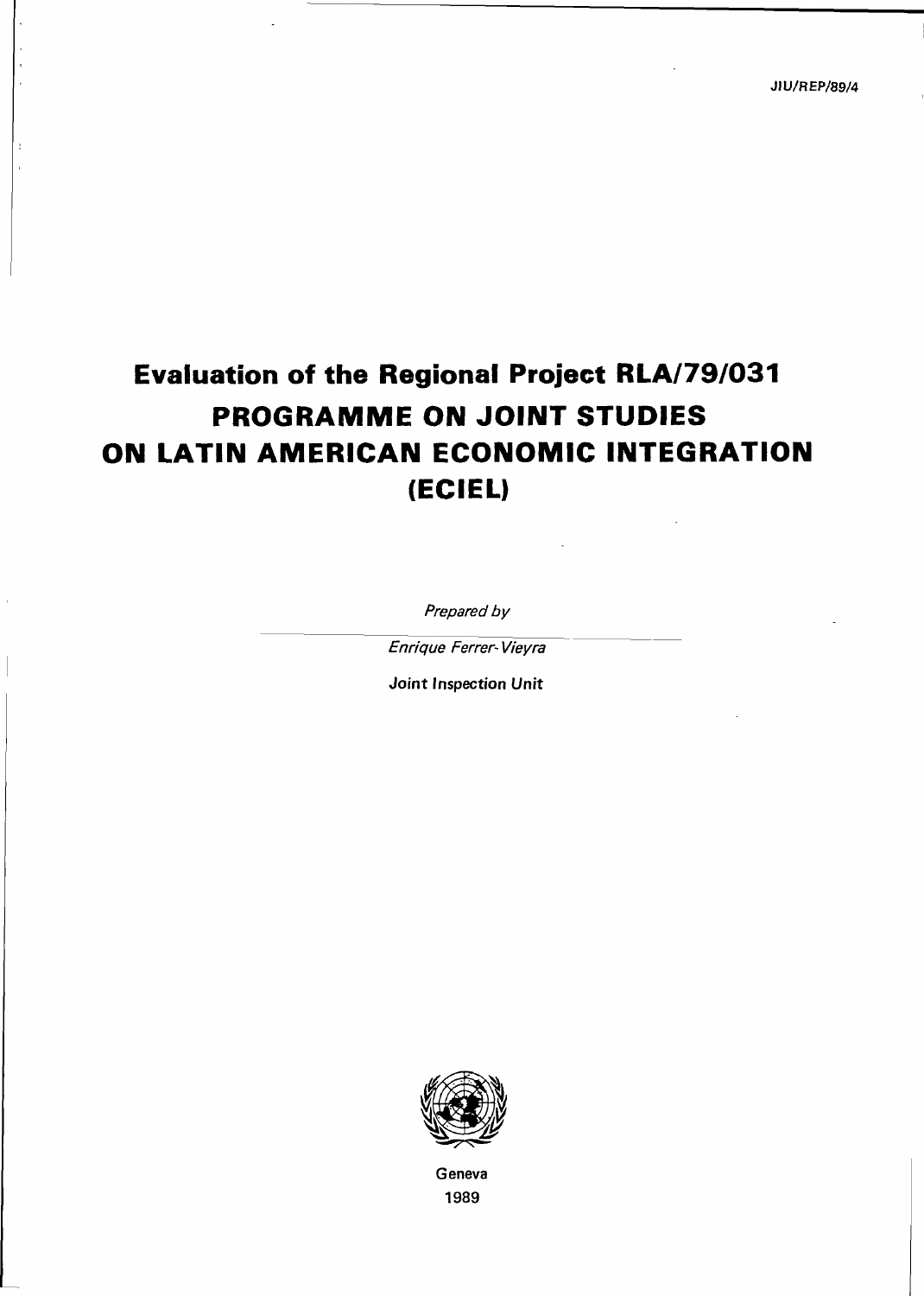JIU/REP/89/4

# Evaluation of the Regional Project RLA/79/031
# PROGRAMME ON JOINT STUDIES ON LATIN AMERICAN ECONOMIC INTEGRATION (ECIEL)

*Prepared by*

*Enrique Ferrer-Vieyra*

Joint Inspection Unit

Geneva

1989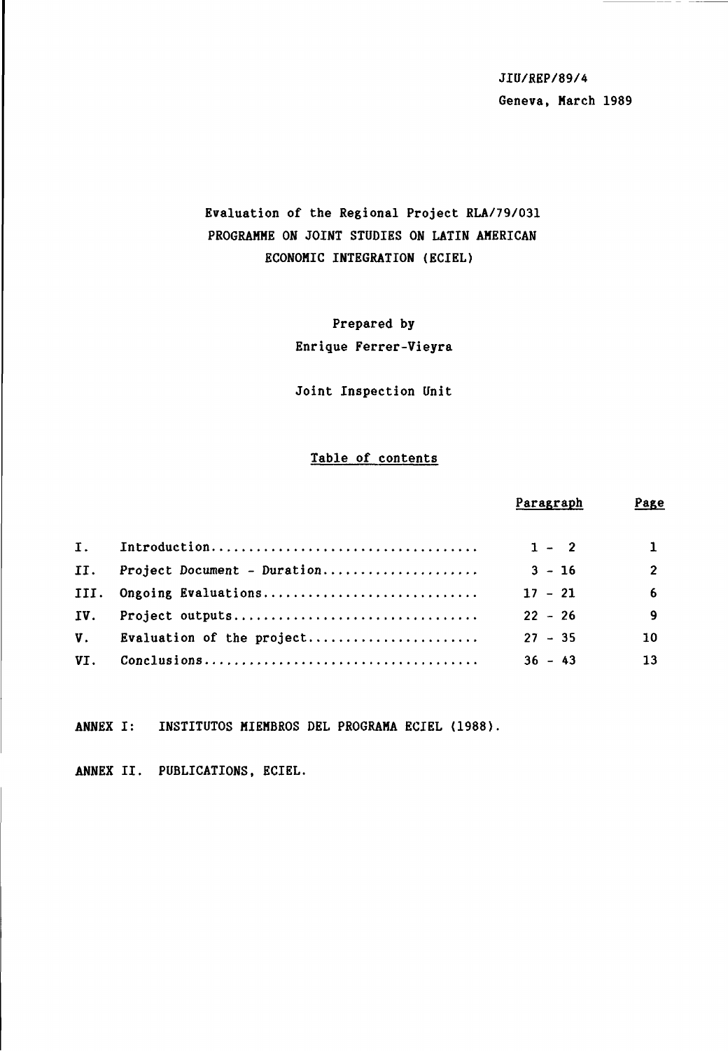JIU/REP/89/4

Geneva, March 1989

# Evaluation of the Regional Project RLA/79/031
# PROGRAMME ON JOINT STUDIES ON LATIN AMERICAN ECONOMIC INTEGRATION (ECIEL)

Prepared by

Enrique Ferrer-Vieyra

Joint Inspection Unit

## Table of contents

| | | Paragraph | Page |
|---|---|---|---|
| I. | Introduction | 1 - 2 | 1 |
| II. | Project Document - Duration | 3 - 16 | 2 |
| III. | Ongoing Evaluations | 17 - 21 | 6 |
| IV. | Project outputs | 22 - 26 | 9 |
| V. | Evaluation of the project | 27 - 35 | 10 |
| VI. | Conclusions | 36 - 43 | 13 |

**ANNEX I:** INSTITUTOS MIEMBROS DEL PROGRAMA ECIEL (1988).

**ANNEX II.** PUBLICATIONS, ECIEL.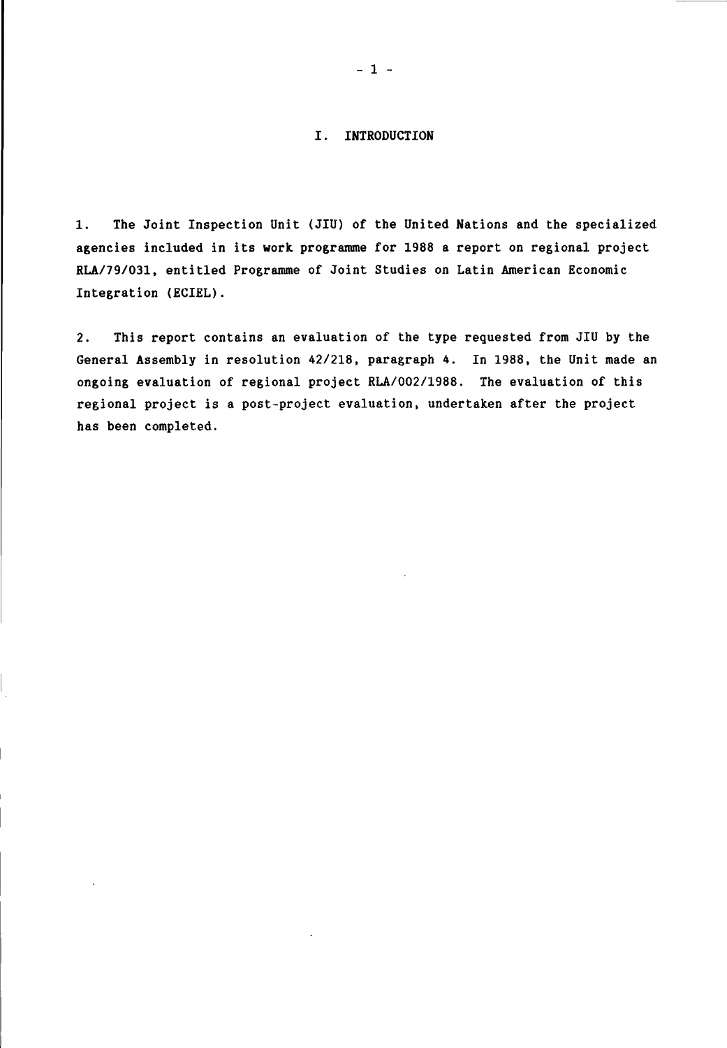# I. INTRODUCTION

1. The Joint Inspection Unit (JIU) of the United Nations and the specialized agencies included in its work programme for 1988 a report on regional project RLA/79/031, entitled Programme of Joint Studies on Latin American Economic Integration (ECIEL).

2. This report contains an evaluation of the type requested from JIU by the General Assembly in resolution 42/218, paragraph 4. In 1988, the Unit made an ongoing evaluation of regional project RLA/002/1988. The evaluation of this regional project is a post-project evaluation, undertaken after the project has been completed.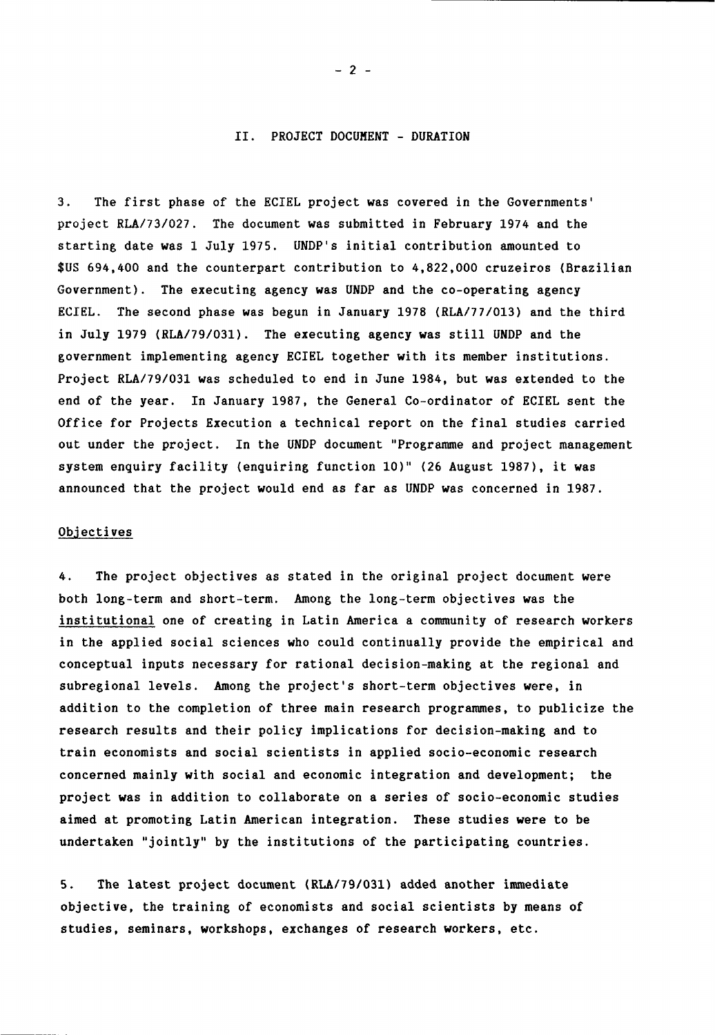## II. PROJECT DOCUMENT - DURATION

3. The first phase of the ECIEL project was covered in the Governments' project RLA/73/027. The document was submitted in February 1974 and the starting date was 1 July 1975. UNDP's initial contribution amounted to $US 694,400 and the counterpart contribution to 4,822,000 cruzeiros (Brazilian Government). The executing agency was UNDP and the co-operating agency ECIEL. The second phase was begun in January 1978 (RLA/77/013) and the third in July 1979 (RLA/79/031). The executing agency was still UNDP and the government implementing agency ECIEL together with its member institutions. Project RLA/79/031 was scheduled to end in June 1984, but was extended to the end of the year. In January 1987, the General Co-ordinator of ECIEL sent the Office for Projects Execution a technical report on the final studies carried out under the project. In the UNDP document "Programme and project management system enquiry facility (enquiring function 10)" (26 August 1987), it was announced that the project would end as far as UNDP was concerned in 1987.

### Objectives

4. The project objectives as stated in the original project document were both long-term and short-term. Among the long-term objectives was the institutional one of creating in Latin America a community of research workers in the applied social sciences who could continually provide the empirical and conceptual inputs necessary for rational decision-making at the regional and subregional levels. Among the project's short-term objectives were, in addition to the completion of three main research programmes, to publicize the research results and their policy implications for decision-making and to train economists and social scientists in applied socio-economic research concerned mainly with social and economic integration and development; the project was in addition to collaborate on a series of socio-economic studies aimed at promoting Latin American integration. These studies were to be undertaken "jointly" by the institutions of the participating countries.

5. The latest project document (RLA/79/031) added another immediate objective, the training of economists and social scientists by means of studies, seminars, workshops, exchanges of research workers, etc.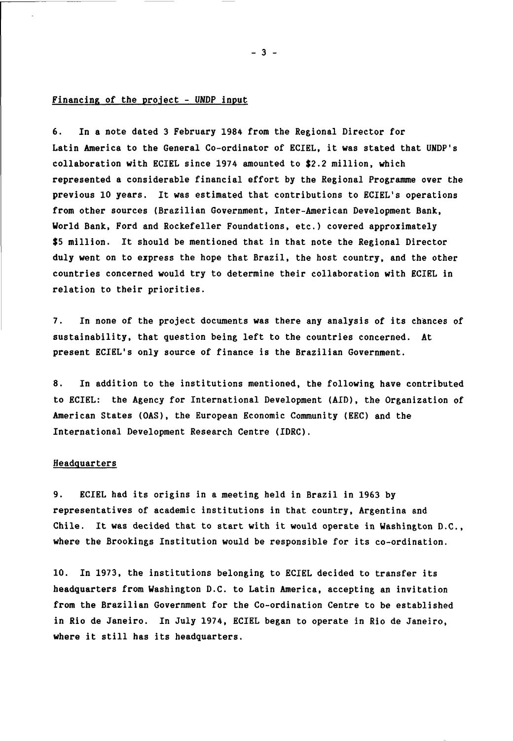## Financing of the project - UNDP input

6. In a note dated 3 February 1984 from the Regional Director for Latin America to the General Co-ordinator of ECIEL, it was stated that UNDP's collaboration with ECIEL since 1974 amounted to $2.2 million, which represented a considerable financial effort by the Regional Programme over the previous 10 years. It was estimated that contributions to ECIEL's operations from other sources (Brazilian Government, Inter-American Development Bank, World Bank, Ford and Rockefeller Foundations, etc.) covered approximately $5 million. It should be mentioned that in that note the Regional Director duly went on to express the hope that Brazil, the host country, and the other countries concerned would try to determine their collaboration with ECIEL in relation to their priorities.

7. In none of the project documents was there any analysis of its chances of sustainability, that question being left to the countries concerned. At present ECIEL's only source of finance is the Brazilian Government.

8. In addition to the institutions mentioned, the following have contributed to ECIEL: the Agency for International Development (AID), the Organization of American States (OAS), the European Economic Community (EEC) and the International Development Research Centre (IDRC).

## Headquarters

9. ECIEL had its origins in a meeting held in Brazil in 1963 by representatives of academic institutions in that country, Argentina and Chile. It was decided that to start with it would operate in Washington D.C., where the Brookings Institution would be responsible for its co-ordination.

10. In 1973, the institutions belonging to ECIEL decided to transfer its headquarters from Washington D.C. to Latin America, accepting an invitation from the Brazilian Government for the Co-ordination Centre to be established in Rio de Janeiro. In July 1974, ECIEL began to operate in Rio de Janeiro, where it still has its headquarters.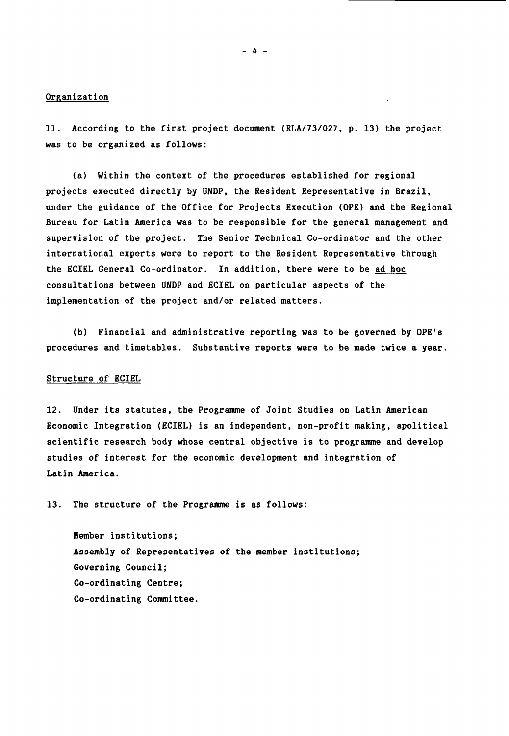## Organization

11. According to the first project document (RLA/73/027, p. 13) the project was to be organized as follows:

(a) Within the context of the procedures established for regional projects executed directly by UNDP, the Resident Representative in Brazil, under the guidance of the Office for Projects Execution (OPE) and the Regional Bureau for Latin America was to be responsible for the general management and supervision of the project. The Senior Technical Co-ordinator and the other international experts were to report to the Resident Representative through the ECIEL General Co-ordinator. In addition, there were to be *ad hoc* consultations between UNDP and ECIEL on particular aspects of the implementation of the project and/or related matters.

(b) Financial and administrative reporting was to be governed by OPE's procedures and timetables. Substantive reports were to be made twice a year.

## Structure of ECIEL

12. Under its statutes, the Programme of Joint Studies on Latin American Economic Integration (ECIEL) is an independent, non-profit making, apolitical scientific research body whose central objective is to programme and develop studies of interest for the economic development and integration of Latin America.

13. The structure of the Programme is as follows:

Member institutions;
Assembly of Representatives of the member institutions;
Governing Council;
Co-ordinating Centre;
Co-ordinating Committee.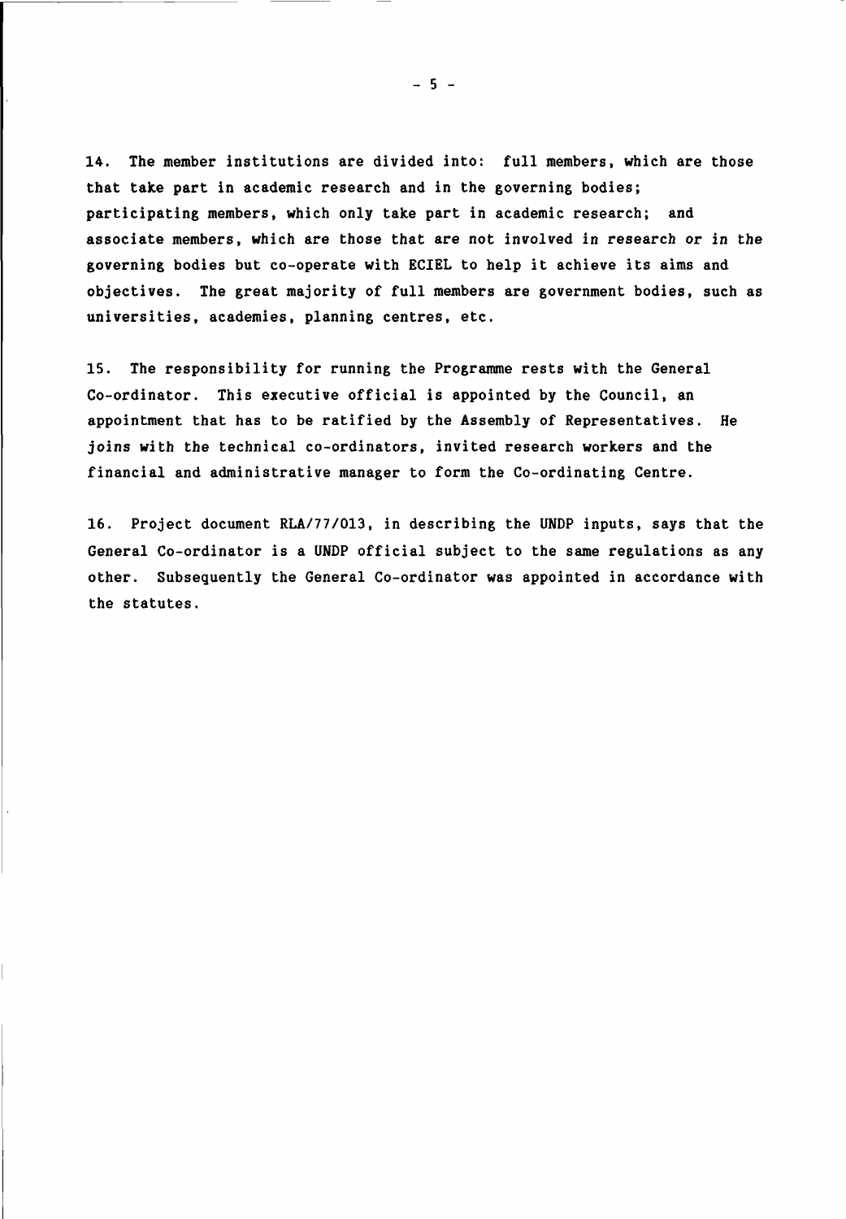14. The member institutions are divided into: full members, which are those that take part in academic research and in the governing bodies; participating members, which only take part in academic research; and associate members, which are those that are not involved in research or in the governing bodies but co-operate with ECIEL to help it achieve its aims and objectives. The great majority of full members are government bodies, such as universities, academies, planning centres, etc.

15. The responsibility for running the Programme rests with the General Co-ordinator. This executive official is appointed by the Council, an appointment that has to be ratified by the Assembly of Representatives. He joins with the technical co-ordinators, invited research workers and the financial and administrative manager to form the Co-ordinating Centre.

16. Project document RLA/77/013, in describing the UNDP inputs, says that the General Co-ordinator is a UNDP official subject to the same regulations as any other. Subsequently the General Co-ordinator was appointed in accordance with the statutes.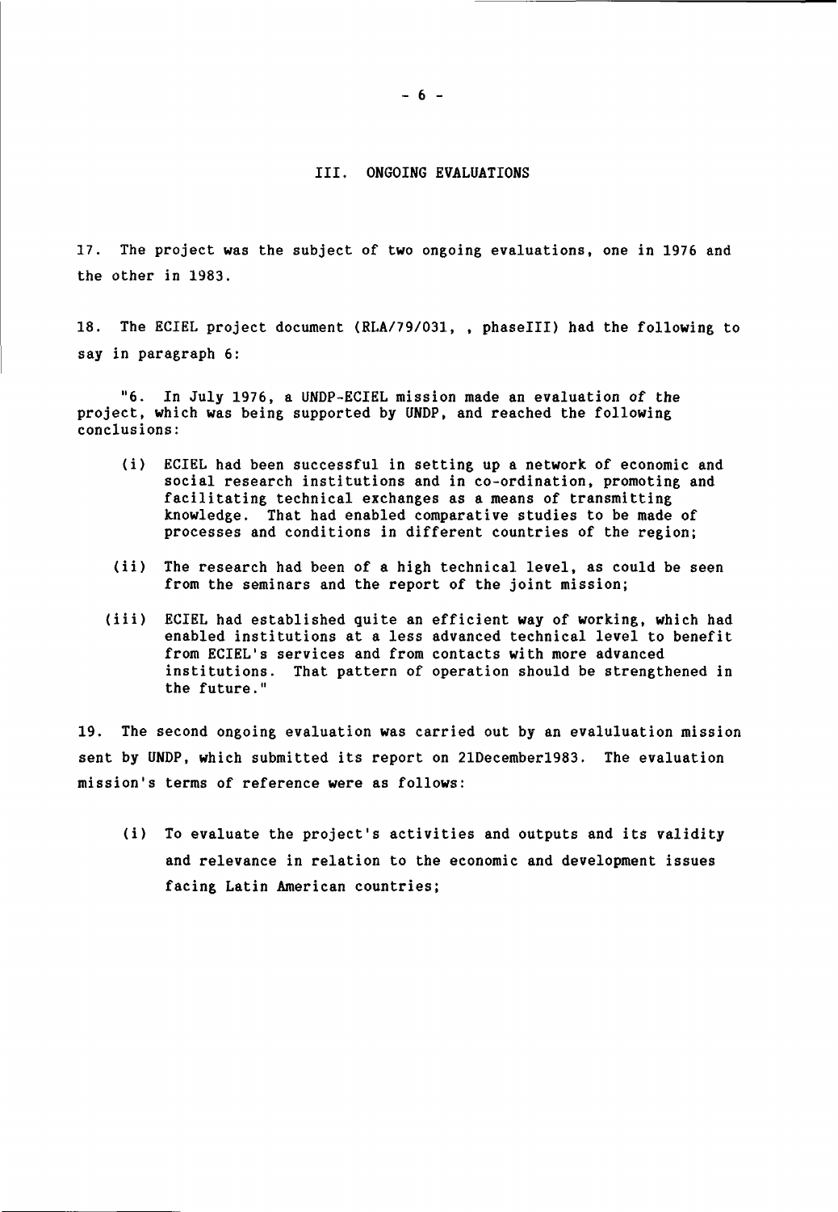## III. ONGOING EVALUATIONS

17. The project was the subject of two ongoing evaluations, one in 1976 and the other in 1983.

18. The ECIEL project document (RLA/79/031, , phaseIII) had the following to say in paragraph 6:

> "6. In July 1976, a UNDP-ECIEL mission made an evaluation of the project, which was being supported by UNDP, and reached the following conclusions:
>
> (i) ECIEL had been successful in setting up a network of economic and social research institutions and in co-ordination, promoting and facilitating technical exchanges as a means of transmitting knowledge. That had enabled comparative studies to be made of processes and conditions in different countries of the region;
>
> (ii) The research had been of a high technical level, as could be seen from the seminars and the report of the joint mission;
>
> (iii) ECIEL had established quite an efficient way of working, which had enabled institutions at a less advanced technical level to benefit from ECIEL's services and from contacts with more advanced institutions. That pattern of operation should be strengthened in the future."

19. The second ongoing evaluation was carried out by an evaluluation mission sent by UNDP, which submitted its report on 21December1983. The evaluation mission's terms of reference were as follows:

(i) To evaluate the project's activities and outputs and its validity and relevance in relation to the economic and development issues facing Latin American countries;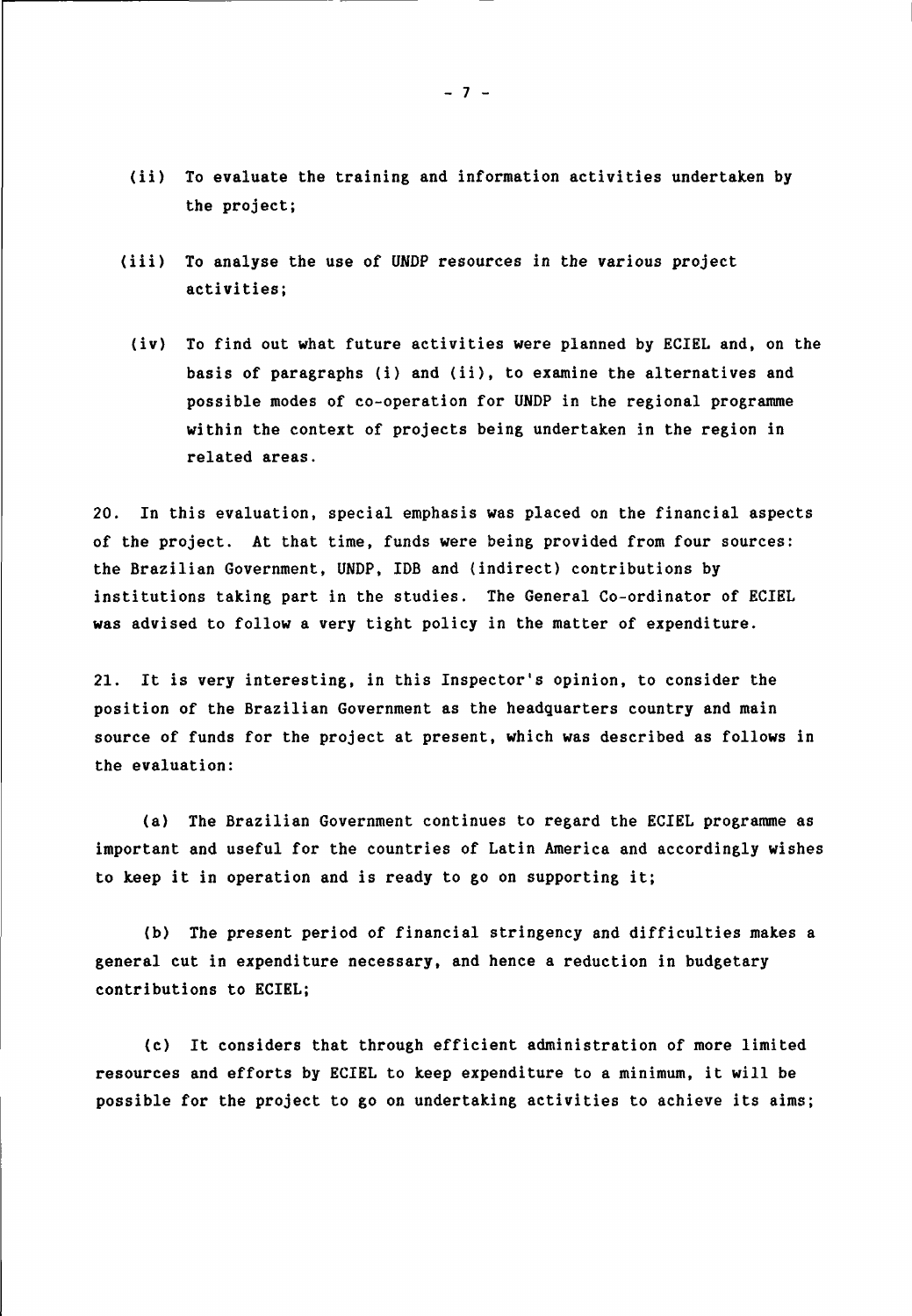(ii) To evaluate the training and information activities undertaken by the project;

(iii) To analyse the use of UNDP resources in the various project activities;

(iv) To find out what future activities were planned by ECIEL and, on the basis of paragraphs (i) and (ii), to examine the alternatives and possible modes of co-operation for UNDP in the regional programme within the context of projects being undertaken in the region in related areas.

20. In this evaluation, special emphasis was placed on the financial aspects of the project. At that time, funds were being provided from four sources: the Brazilian Government, UNDP, IDB and (indirect) contributions by institutions taking part in the studies. The General Co-ordinator of ECIEL was advised to follow a very tight policy in the matter of expenditure.

21. It is very interesting, in this Inspector's opinion, to consider the position of the Brazilian Government as the headquarters country and main source of funds for the project at present, which was described as follows in the evaluation:

(a) The Brazilian Government continues to regard the ECIEL programme as important and useful for the countries of Latin America and accordingly wishes to keep it in operation and is ready to go on supporting it;

(b) The present period of financial stringency and difficulties makes a general cut in expenditure necessary, and hence a reduction in budgetary contributions to ECIEL;

(c) It considers that through efficient administration of more limited resources and efforts by ECIEL to keep expenditure to a minimum, it will be possible for the project to go on undertaking activities to achieve its aims;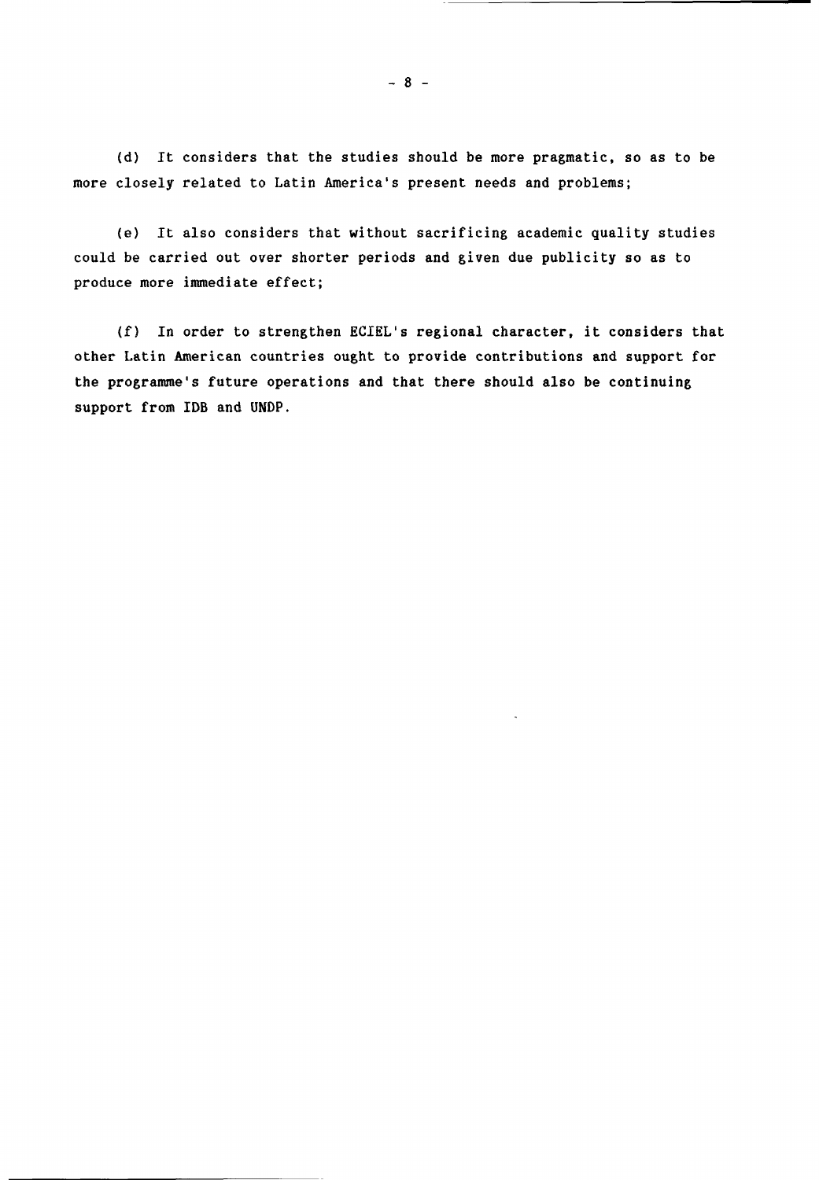(d) It considers that the studies should be more pragmatic, so as to be more closely related to Latin America's present needs and problems;

(e) It also considers that without sacrificing academic quality studies could be carried out over shorter periods and given due publicity so as to produce more immediate effect;

(f) In order to strengthen ECIEL's regional character, it considers that other Latin American countries ought to provide contributions and support for the programme's future operations and that there should also be continuing support from IDB and UNDP.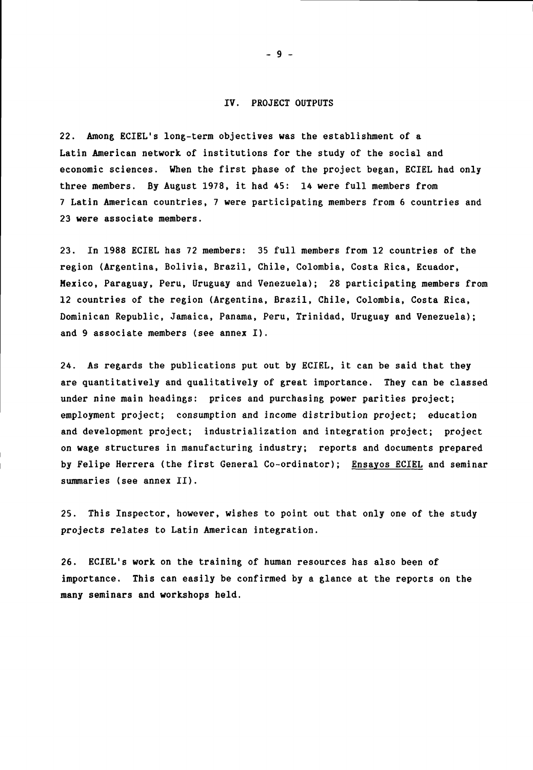## IV. PROJECT OUTPUTS

22. Among ECIEL's long-term objectives was the establishment of a Latin American network of institutions for the study of the social and economic sciences. When the first phase of the project began, ECIEL had only three members. By August 1978, it had 45: 14 were full members from 7 Latin American countries, 7 were participating members from 6 countries and 23 were associate members.

23. In 1988 ECIEL has 72 members: 35 full members from 12 countries of the region (Argentina, Bolivia, Brazil, Chile, Colombia, Costa Rica, Ecuador, Mexico, Paraguay, Peru, Uruguay and Venezuela); 28 participating members from 12 countries of the region (Argentina, Brazil, Chile, Colombia, Costa Rica, Dominican Republic, Jamaica, Panama, Peru, Trinidad, Uruguay and Venezuela); and 9 associate members (see annex I).

24. As regards the publications put out by ECIEL, it can be said that they are quantitatively and qualitatively of great importance. They can be classed under nine main headings: prices and purchasing power parities project; employment project; consumption and income distribution project; education and development project; industrialization and integration project; project on wage structures in manufacturing industry; reports and documents prepared by Felipe Herrera (the first General Co-ordinator); Ensayos ECIEL and seminar summaries (see annex II).

25. This Inspector, however, wishes to point out that only one of the study projects relates to Latin American integration.

26. ECIEL's work on the training of human resources has also been of importance. This can easily be confirmed by a glance at the reports on the many seminars and workshops held.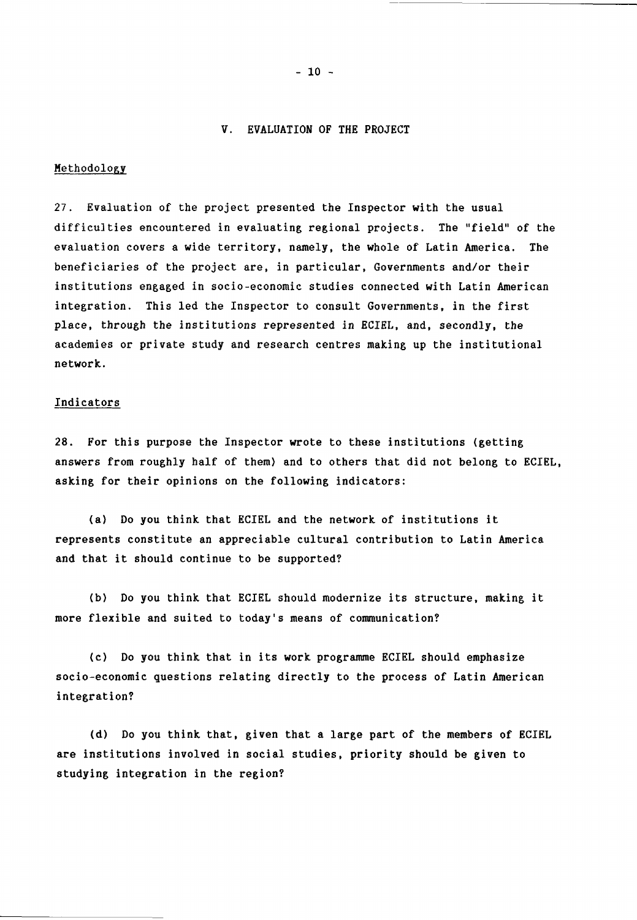## V. EVALUATION OF THE PROJECT

### Methodology

27. Evaluation of the project presented the Inspector with the usual difficulties encountered in evaluating regional projects. The "field" of the evaluation covers a wide territory, namely, the whole of Latin America. The beneficiaries of the project are, in particular, Governments and/or their institutions engaged in socio-economic studies connected with Latin American integration. This led the Inspector to consult Governments, in the first place, through the institutions represented in ECIEL, and, secondly, the academies or private study and research centres making up the institutional network.

### Indicators

28. For this purpose the Inspector wrote to these institutions (getting answers from roughly half of them) and to others that did not belong to ECIEL, asking for their opinions on the following indicators:

(a) Do you think that ECIEL and the network of institutions it represents constitute an appreciable cultural contribution to Latin America and that it should continue to be supported?

(b) Do you think that ECIEL should modernize its structure, making it more flexible and suited to today's means of communication?

(c) Do you think that in its work programme ECIEL should emphasize socio-economic questions relating directly to the process of Latin American integration?

(d) Do you think that, given that a large part of the members of ECIEL are institutions involved in social studies, priority should be given to studying integration in the region?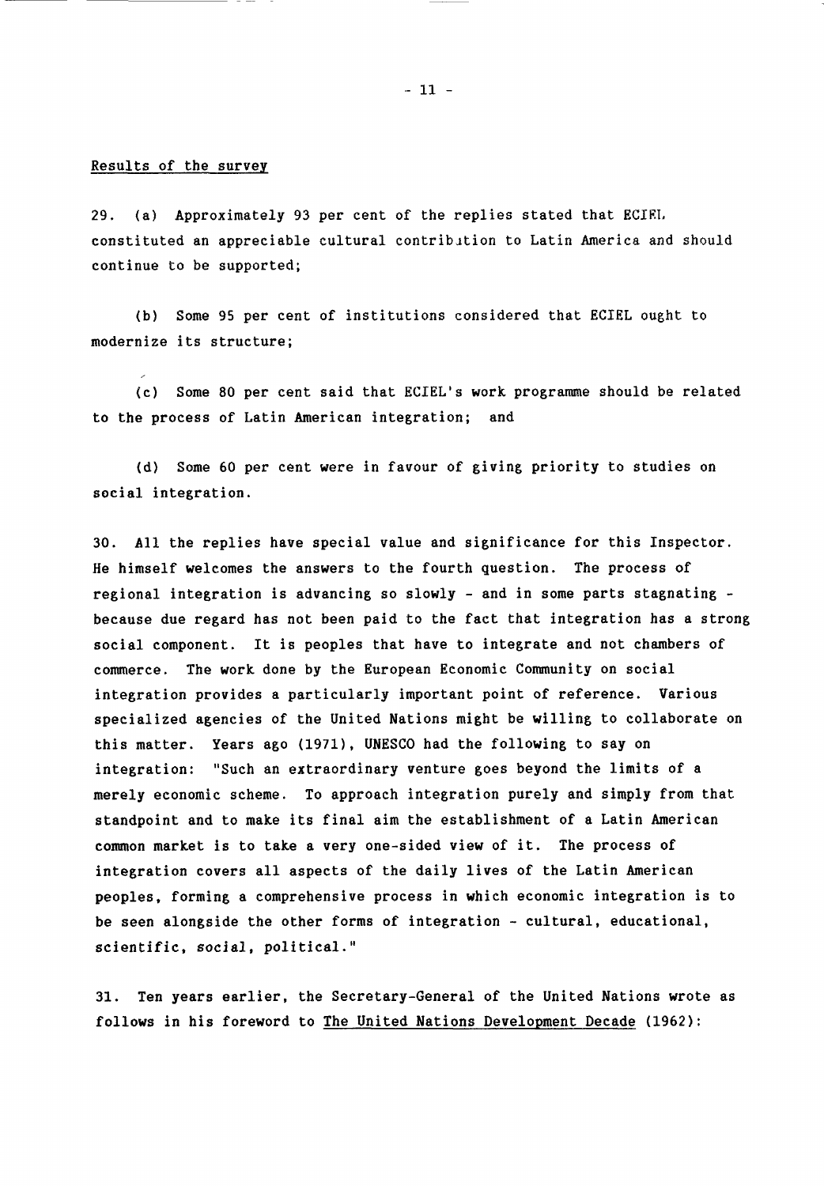Results of the survey

29. (a) Approximately 93 per cent of the replies stated that ECIEL constituted an appreciable cultural contribution to Latin America and should continue to be supported;

(b) Some 95 per cent of institutions considered that ECIEL ought to modernize its structure;

(c) Some 80 per cent said that ECIEL's work programme should be related to the process of Latin American integration; and

(d) Some 60 per cent were in favour of giving priority to studies on social integration.

30. All the replies have special value and significance for this Inspector. He himself welcomes the answers to the fourth question. The process of regional integration is advancing so slowly - and in some parts stagnating - because due regard has not been paid to the fact that integration has a strong social component. It is peoples that have to integrate and not chambers of commerce. The work done by the European Economic Community on social integration provides a particularly important point of reference. Various specialized agencies of the United Nations might be willing to collaborate on this matter. Years ago (1971), UNESCO had the following to say on integration: "Such an extraordinary venture goes beyond the limits of a merely economic scheme. To approach integration purely and simply from that standpoint and to make its final aim the establishment of a Latin American common market is to take a very one-sided view of it. The process of integration covers all aspects of the daily lives of the Latin American peoples, forming a comprehensive process in which economic integration is to be seen alongside the other forms of integration - cultural, educational, scientific, social, political."

31. Ten years earlier, the Secretary-General of the United Nations wrote as follows in his foreword to The United Nations Development Decade (1962):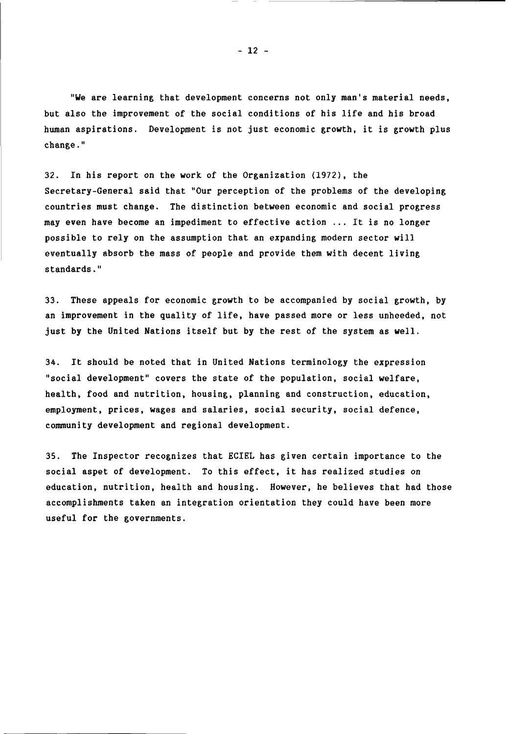"We are learning that development concerns not only man's material needs, but also the improvement of the social conditions of his life and his broad human aspirations. Development is not just economic growth, it is growth plus change."

32. In his report on the work of the Organization (1972), the Secretary-General said that "Our perception of the problems of the developing countries must change. The distinction between economic and social progress may even have become an impediment to effective action ... It is no longer possible to rely on the assumption that an expanding modern sector will eventually absorb the mass of people and provide them with decent living standards."

33. These appeals for economic growth to be accompanied by social growth, by an improvement in the quality of life, have passed more or less unheeded, not just by the United Nations itself but by the rest of the system as well.

34. It should be noted that in United Nations terminology the expression "social development" covers the state of the population, social welfare, health, food and nutrition, housing, planning and construction, education, employment, prices, wages and salaries, social security, social defence, community development and regional development.

35. The Inspector recognizes that ECIEL has given certain importance to the social aspet of development. To this effect, it has realized studies on education, nutrition, health and housing. However, he believes that had those accomplishments taken an integration orientation they could have been more useful for the governments.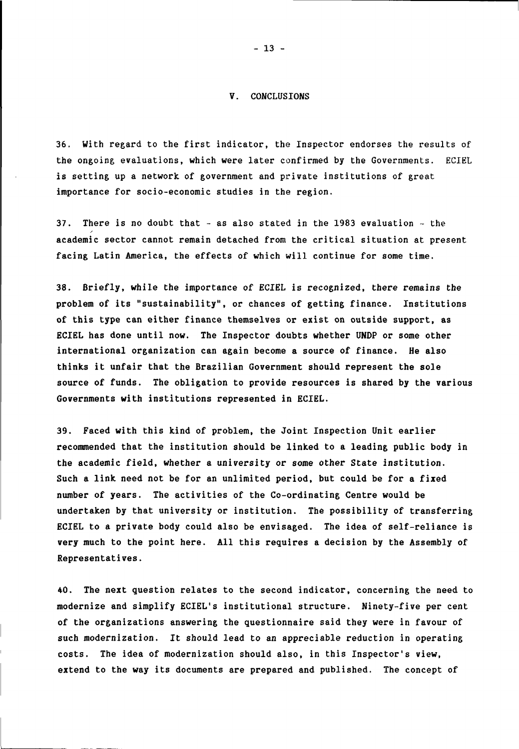## V. CONCLUSIONS

36. With regard to the first indicator, the Inspector endorses the results of the ongoing evaluations, which were later confirmed by the Governments. ECIEL is setting up a network of government and private institutions of great importance for socio-economic studies in the region.

37. There is no doubt that - as also stated in the 1983 evaluation - the academic sector cannot remain detached from the critical situation at present facing Latin America, the effects of which will continue for some time.

38. Briefly, while the importance of ECIEL is recognized, there remains the problem of its "sustainability", or chances of getting finance. Institutions of this type can either finance themselves or exist on outside support, as ECIEL has done until now. The Inspector doubts whether UNDP or some other international organization can again become a source of finance. He also thinks it unfair that the Brazilian Government should represent the sole source of funds. The obligation to provide resources is shared by the various Governments with institutions represented in ECIEL.

39. Faced with this kind of problem, the Joint Inspection Unit earlier recommended that the institution should be linked to a leading public body in the academic field, whether a university or some other State institution. Such a link need not be for an unlimited period, but could be for a fixed number of years. The activities of the Co-ordinating Centre would be undertaken by that university or institution. The possibility of transferring ECIEL to a private body could also be envisaged. The idea of self-reliance is very much to the point here. All this requires a decision by the Assembly of Representatives.

40. The next question relates to the second indicator, concerning the need to modernize and simplify ECIEL's institutional structure. Ninety-five per cent of the organizations answering the questionnaire said they were in favour of such modernization. It should lead to an appreciable reduction in operating costs. The idea of modernization should also, in this Inspector's view, extend to the way its documents are prepared and published. The concept of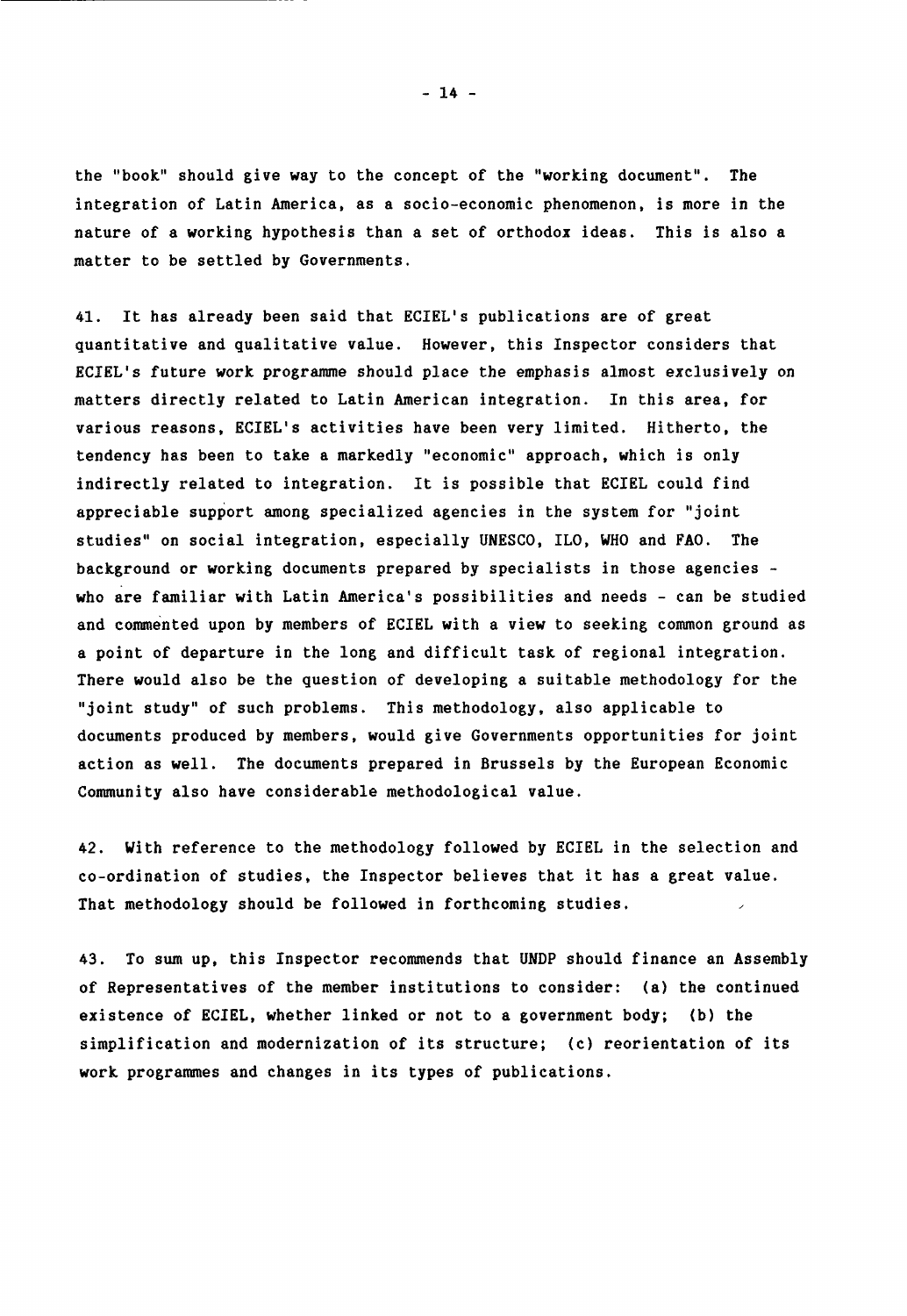the "book" should give way to the concept of the "working document". The integration of Latin America, as a socio-economic phenomenon, is more in the nature of a working hypothesis than a set of orthodox ideas. This is also a matter to be settled by Governments.

41. It has already been said that ECIEL's publications are of great quantitative and qualitative value. However, this Inspector considers that ECIEL's future work programme should place the emphasis almost exclusively on matters directly related to Latin American integration. In this area, for various reasons, ECIEL's activities have been very limited. Hitherto, the tendency has been to take a markedly "economic" approach, which is only indirectly related to integration. It is possible that ECIEL could find appreciable support among specialized agencies in the system for "joint studies" on social integration, especially UNESCO, ILO, WHO and FAO. The background or working documents prepared by specialists in those agencies - who are familiar with Latin America's possibilities and needs - can be studied and commented upon by members of ECIEL with a view to seeking common ground as a point of departure in the long and difficult task of regional integration. There would also be the question of developing a suitable methodology for the "joint study" of such problems. This methodology, also applicable to documents produced by members, would give Governments opportunities for joint action as well. The documents prepared in Brussels by the European Economic Community also have considerable methodological value.

42. With reference to the methodology followed by ECIEL in the selection and co-ordination of studies, the Inspector believes that it has a great value. That methodology should be followed in forthcoming studies.

43. To sum up, this Inspector recommends that UNDP should finance an Assembly of Representatives of the member institutions to consider: (a) the continued existence of ECIEL, whether linked or not to a government body; (b) the simplification and modernization of its structure; (c) reorientation of its work programmes and changes in its types of publications.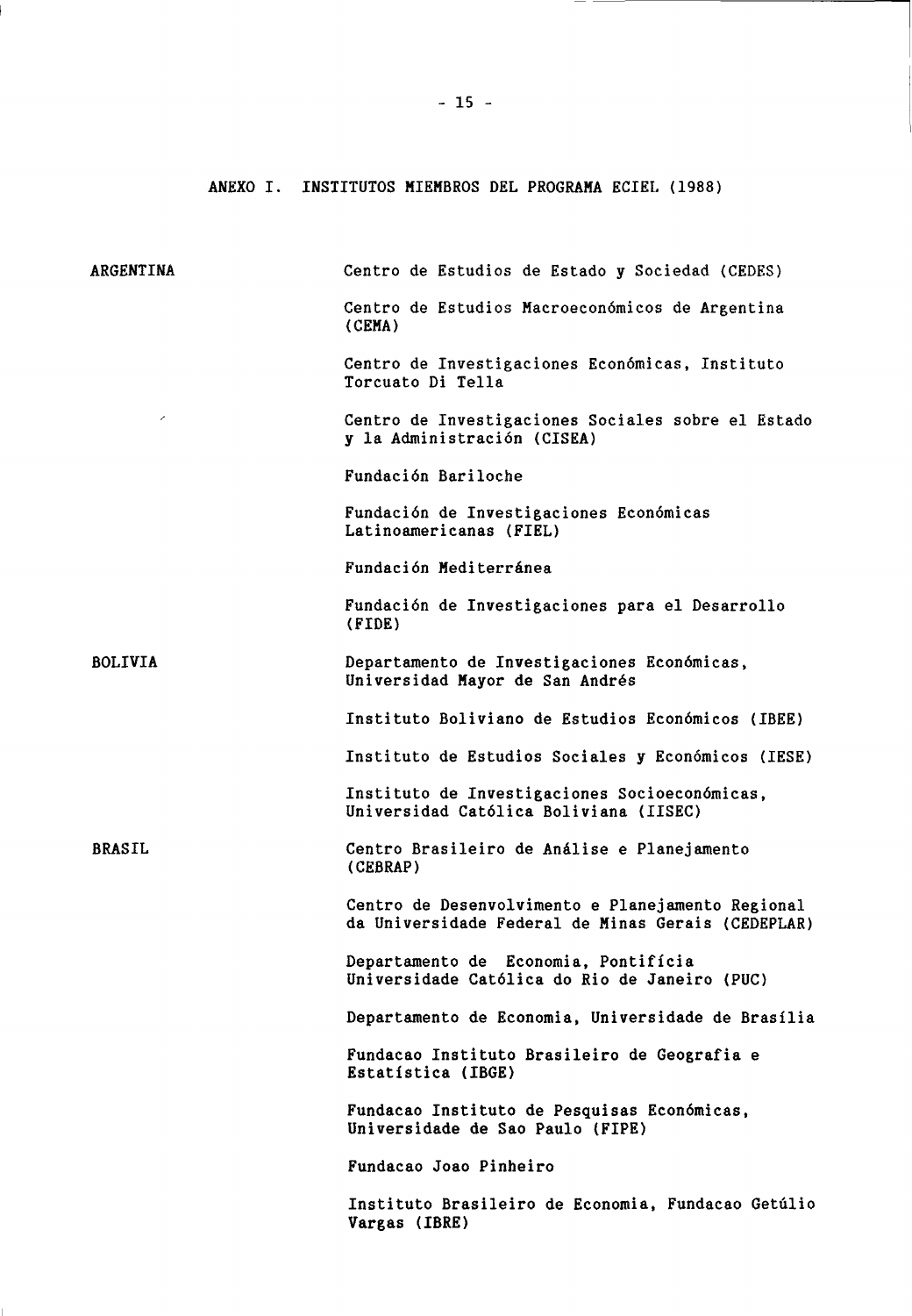## ANEXO I. INSTITUTOS MIEMBROS DEL PROGRAMA ECIEL (1988)

| | |
|---|---|
| ARGENTINA | Centro de Estudios de Estado y Sociedad (CEDES) |
| | Centro de Estudios Macroeconómicos de Argentina (CEMA) |
| | Centro de Investigaciones Económicas, Instituto Torcuato Di Tella |
| | Centro de Investigaciones Sociales sobre el Estado y la Administración (CISEA) |
| | Fundación Bariloche |
| | Fundación de Investigaciones Económicas Latinoamericanas (FIEL) |
| | Fundación Mediterránea |
| | Fundación de Investigaciones para el Desarrollo (FIDE) |
| BOLIVIA | Departamento de Investigaciones Económicas, Universidad Mayor de San Andrés |
| | Instituto Boliviano de Estudios Económicos (IBEE) |
| | Instituto de Estudios Sociales y Económicos (IESE) |
| | Instituto de Investigaciones Socioeconómicas, Universidad Católica Boliviana (IISEC) |
| BRASIL | Centro Brasileiro de Análise e Planejamento (CEBRAP) |
| | Centro de Desenvolvimento e Planejamento Regional da Universidade Federal de Minas Gerais (CEDEPLAR) |
| | Departamento de Economia, Pontifícia Universidade Católica do Rio de Janeiro (PUC) |
| | Departamento de Economia, Universidade de Brasília |
| | Fundacao Instituto Brasileiro de Geografia e Estatística (IBGE) |
| | Fundacao Instituto de Pesquisas Económicas, Universidade de Sao Paulo (FIPE) |
| | Fundacao Joao Pinheiro |
| | Instituto Brasileiro de Economia, Fundacao Getúlio Vargas (IBRE) |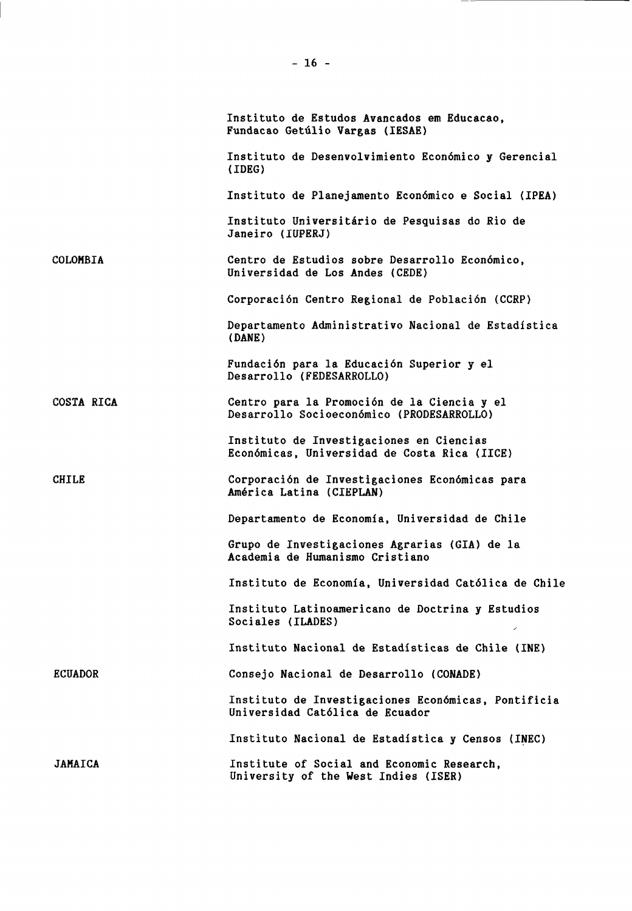| | |
|---|---|
| | Instituto de Estudos Avancados em Educacao, Fundacao Getúlio Vargas (IESAE) |
| | Instituto de Desenvolvimiento Económico y Gerencial (IDEG) |
| | Instituto de Planejamento Económico e Social (IPEA) |
| | Instituto Universitário de Pesquisas do Rio de Janeiro (IUPERJ) |
| COLOMBIA | Centro de Estudios sobre Desarrollo Económico, Universidad de Los Andes (CEDE) |
| | Corporación Centro Regional de Población (CCRP) |
| | Departamento Administrativo Nacional de Estadística (DANE) |
| | Fundación para la Educación Superior y el Desarrollo (FEDESARROLLO) |
| COSTA RICA | Centro para la Promoción de la Ciencia y el Desarrollo Socioeconómico (PRODESARROLLO) |
| | Instituto de Investigaciones en Ciencias Económicas, Universidad de Costa Rica (IICE) |
| CHILE | Corporación de Investigaciones Económicas para América Latina (CIEPLAN) |
| | Departamento de Economía, Universidad de Chile |
| | Grupo de Investigaciones Agrarias (GIA) de la Academia de Humanismo Cristiano |
| | Instituto de Economía, Universidad Católica de Chile |
| | Instituto Latinoamericano de Doctrina y Estudios Sociales (ILADES) |
| | Instituto Nacional de Estadísticas de Chile (INE) |
| ECUADOR | Consejo Nacional de Desarrollo (CONADE) |
| | Instituto de Investigaciones Económicas, Pontificia Universidad Católica de Ecuador |
| | Instituto Nacional de Estadística y Censos (INEC) |
| JAMAICA | Institute of Social and Economic Research, University of the West Indies (ISER) |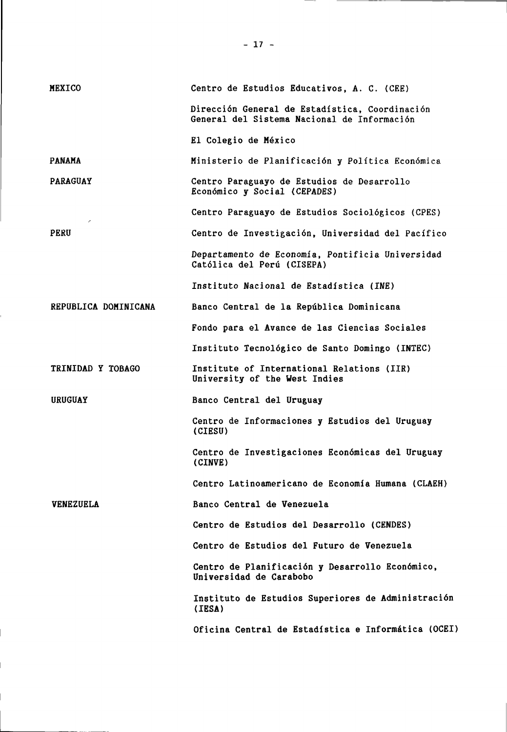| | |
|---|---|
| MEXICO | Centro de Estudios Educativos, A. C. (CEE) |
| | Dirección General de Estadística, Coordinación General del Sistema Nacional de Información |
| | El Colegio de México |
| PANAMA | Ministerio de Planificación y Política Económica |
| PARAGUAY | Centro Paraguayo de Estudios de Desarrollo Económico y Social (CEPADES) |
| | Centro Paraguayo de Estudios Sociológicos (CPES) |
| PERU | Centro de Investigación, Universidad del Pacífico |
| | Departamento de Economía, Pontificia Universidad Católica del Perú (CISEPA) |
| | Instituto Nacional de Estadística (INE) |
| REPUBLICA DOMINICANA | Banco Central de la República Dominicana |
| | Fondo para el Avance de las Ciencias Sociales |
| | Instituto Tecnológico de Santo Domingo (INTEC) |
| TRINIDAD Y TOBAGO | Institute of International Relations (IIR) University of the West Indies |
| URUGUAY | Banco Central del Uruguay |
| | Centro de Informaciones y Estudios del Uruguay (CIESU) |
| | Centro de Investigaciones Económicas del Uruguay (CINVE) |
| | Centro Latinoamericano de Economía Humana (CLAEH) |
| VENEZUELA | Banco Central de Venezuela |
| | Centro de Estudios del Desarrollo (CENDES) |
| | Centro de Estudios del Futuro de Venezuela |
| | Centro de Planificación y Desarrollo Económico, Universidad de Carabobo |
| | Instituto de Estudios Superiores de Administración (IESA) |
| | Oficina Central de Estadística e Informática (OCEI) |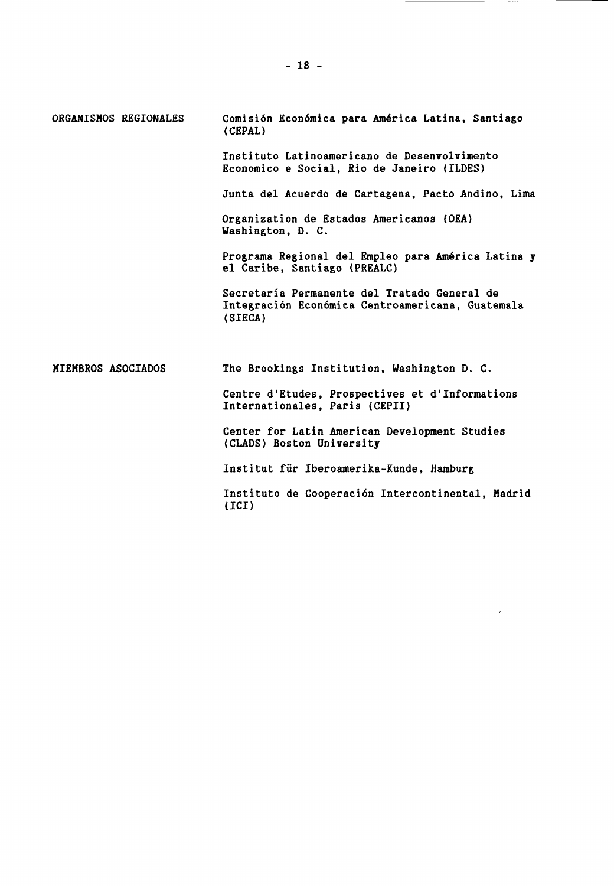| | |
|---|---|
| ORGANISMOS REGIONALES | Comisión Económica para América Latina, Santiago (CEPAL) |
| | Instituto Latinoamericano de Desenvolvimento Economico e Social, Rio de Janeiro (ILDES) |
| | Junta del Acuerdo de Cartagena, Pacto Andino, Lima |
| | Organization de Estados Americanos (OEA) Washington, D. C. |
| | Programa Regional del Empleo para América Latina y el Caribe, Santiago (PREALC) |
| | Secretaría Permanente del Tratado General de Integración Económica Centroamericana, Guatemala (SIECA) |
| MIEMBROS ASOCIADOS | The Brookings Institution, Washington D. C. |
| | Centre d'Etudes, Prospectives et d'Informations Internationales, Paris (CEPII) |
| | Center for Latin American Development Studies (CLADS) Boston University |
| | Institut für Iberoamerika-Kunde, Hamburg |
| | Instituto de Cooperación Intercontinental, Madrid (ICI) |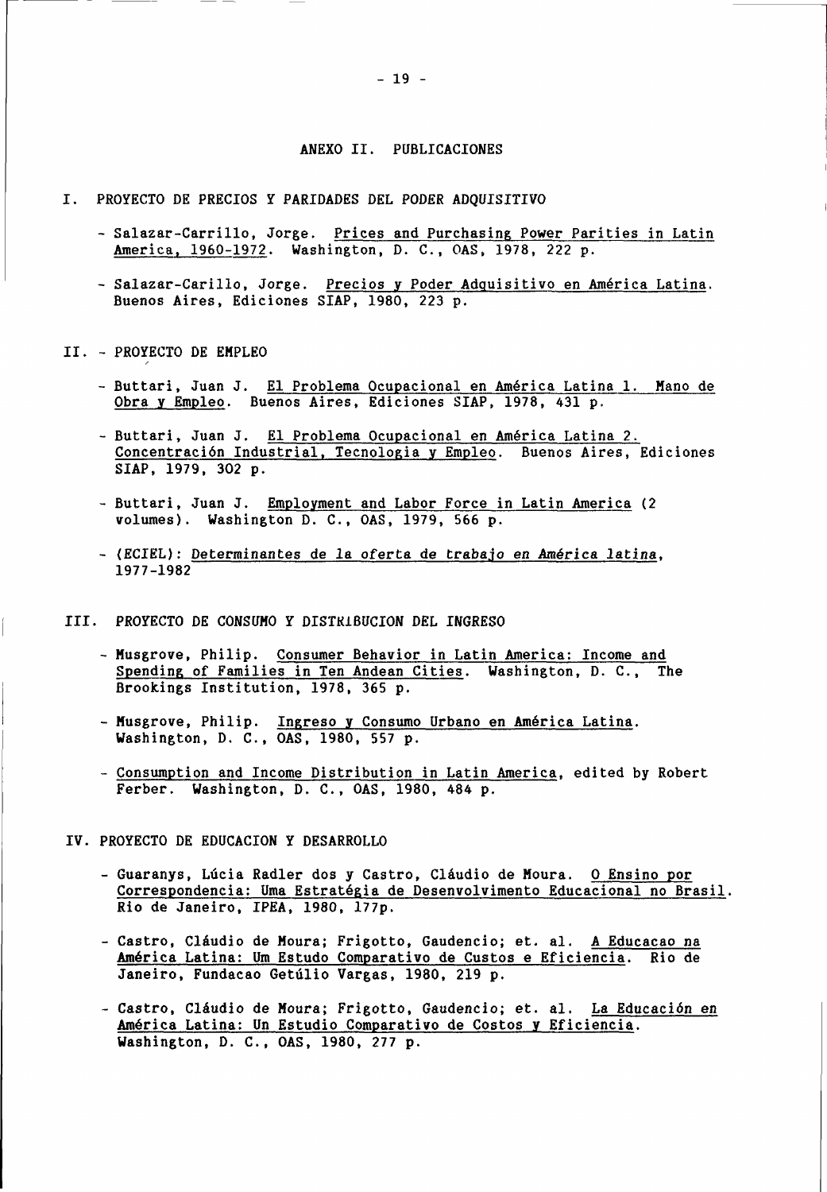## ANEXO II. PUBLICACIONES

### I. PROYECTO DE PRECIOS Y PARIDADES DEL PODER ADQUISITIVO

- Salazar-Carrillo, Jorge. Prices and Purchasing Power Parities in Latin America, 1960-1972. Washington, D. C., OAS, 1978, 222 p.

- Salazar-Carillo, Jorge. Precios y Poder Adquisitivo en América Latina. Buenos Aires, Ediciones SIAP, 1980, 223 p.

### II. - PROYECTO DE EMPLEO

- Buttari, Juan J. El Problema Ocupacional en América Latina 1. Mano de Obra y Empleo. Buenos Aires, Ediciones SIAP, 1978, 431 p.

- Buttari, Juan J. El Problema Ocupacional en América Latina 2. Concentración Industrial, Tecnologia y Empleo. Buenos Aires, Ediciones SIAP, 1979, 302 p.

- Buttari, Juan J. Employment and Labor Force in Latin America (2 volumes). Washington D. C., OAS, 1979, 566 p.

- (ECIEL): *Determinantes de la oferta de trabajo en América latina*, 1977-1982

### III. PROYECTO DE CONSUMO Y DISTRIBUCION DEL INGRESO

- Musgrove, Philip. Consumer Behavior in Latin America: Income and Spending of Families in Ten Andean Cities. Washington, D. C., The Brookings Institution, 1978, 365 p.

- Musgrove, Philip. Ingreso y Consumo Urbano en América Latina. Washington, D. C., OAS, 1980, 557 p.

- Consumption and Income Distribution in Latin America, edited by Robert Ferber. Washington, D. C., OAS, 1980, 484 p.

### IV. PROYECTO DE EDUCACION Y DESARROLLO

- Guaranys, Lúcia Radler dos y Castro, Cláudio de Moura. O Ensino por Correspondencia: Uma Estratégia de Desenvolvimento Educacional no Brasil. Rio de Janeiro, IPEA, 1980, 177p.

- Castro, Cláudio de Moura; Frigotto, Gaudencio; et. al. A Educacao na América Latina: Um Estudo Comparativo de Custos e Eficiencia. Rio de Janeiro, Fundacao Getúlio Vargas, 1980, 219 p.

- Castro, Cláudio de Moura; Frigotto, Gaudencio; et. al. La Educación en América Latina: Un Estudio Comparativo de Costos y Eficiencia. Washington, D. C., OAS, 1980, 277 p.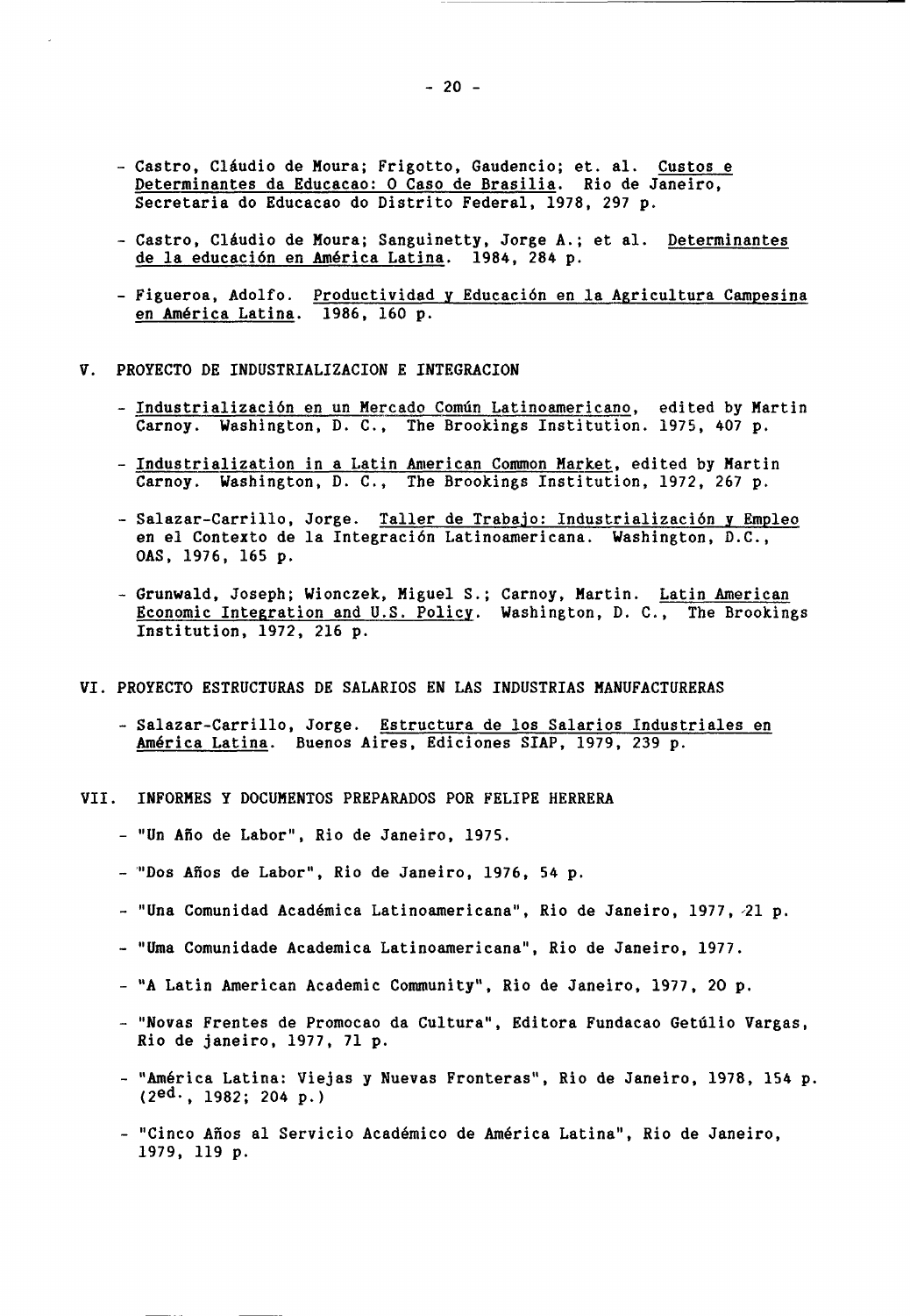- Castro, Cláudio de Moura; Frigotto, Gaudencio; et. al. Custos e Determinantes da Educacao: O Caso de Brasilia. Rio de Janeiro, Secretaria do Educacao do Distrito Federal, 1978, 297 p.

- Castro, Cláudio de Moura; Sanguinetty, Jorge A.; et al. Determinantes de la educación en América Latina. 1984, 284 p.

- Figueroa, Adolfo. Productividad y Educación en la Agricultura Campesina en América Latina. 1986, 160 p.

## V. PROYECTO DE INDUSTRIALIZACION E INTEGRACION

- Industrialización en un Mercado Común Latinoamericano, edited by Martin Carnoy. Washington, D. C., The Brookings Institution. 1975, 407 p.

- Industrialization in a Latin American Common Market, edited by Martin Carnoy. Washington, D. C., The Brookings Institution, 1972, 267 p.

- Salazar-Carrillo, Jorge. Taller de Trabajo: Industrialización y Empleo en el Contexto de la Integración Latinoamericana. Washington, D.C., OAS, 1976, 165 p.

- Grunwald, Joseph; Wionczek, Miguel S.; Carnoy, Martin. Latin American Economic Integration and U.S. Policy. Washington, D. C., The Brookings Institution, 1972, 216 p.

## VI. PROYECTO ESTRUCTURAS DE SALARIOS EN LAS INDUSTRIAS MANUFACTURERAS

- Salazar-Carrillo, Jorge. Estructura de los Salarios Industriales en América Latina. Buenos Aires, Ediciones SIAP, 1979, 239 p.

## VII. INFORMES Y DOCUMENTOS PREPARADOS POR FELIPE HERRERA

- "Un Año de Labor", Rio de Janeiro, 1975.

- "Dos Años de Labor", Rio de Janeiro, 1976, 54 p.

- "Una Comunidad Académica Latinoamericana", Rio de Janeiro, 1977, 21 p.

- "Uma Comunidade Academica Latinoamericana", Rio de Janeiro, 1977.

- "A Latin American Academic Community", Rio de Janeiro, 1977, 20 p.

- "Novas Frentes de Promocao da Cultura", Editora Fundacao Getúlio Vargas, Rio de janeiro, 1977, 71 p.

- "América Latina: Viejas y Nuevas Fronteras", Rio de Janeiro, 1978, 154 p. (2ed., 1982; 204 p.)

- "Cinco Años al Servicio Académico de América Latina", Rio de Janeiro, 1979, 119 p.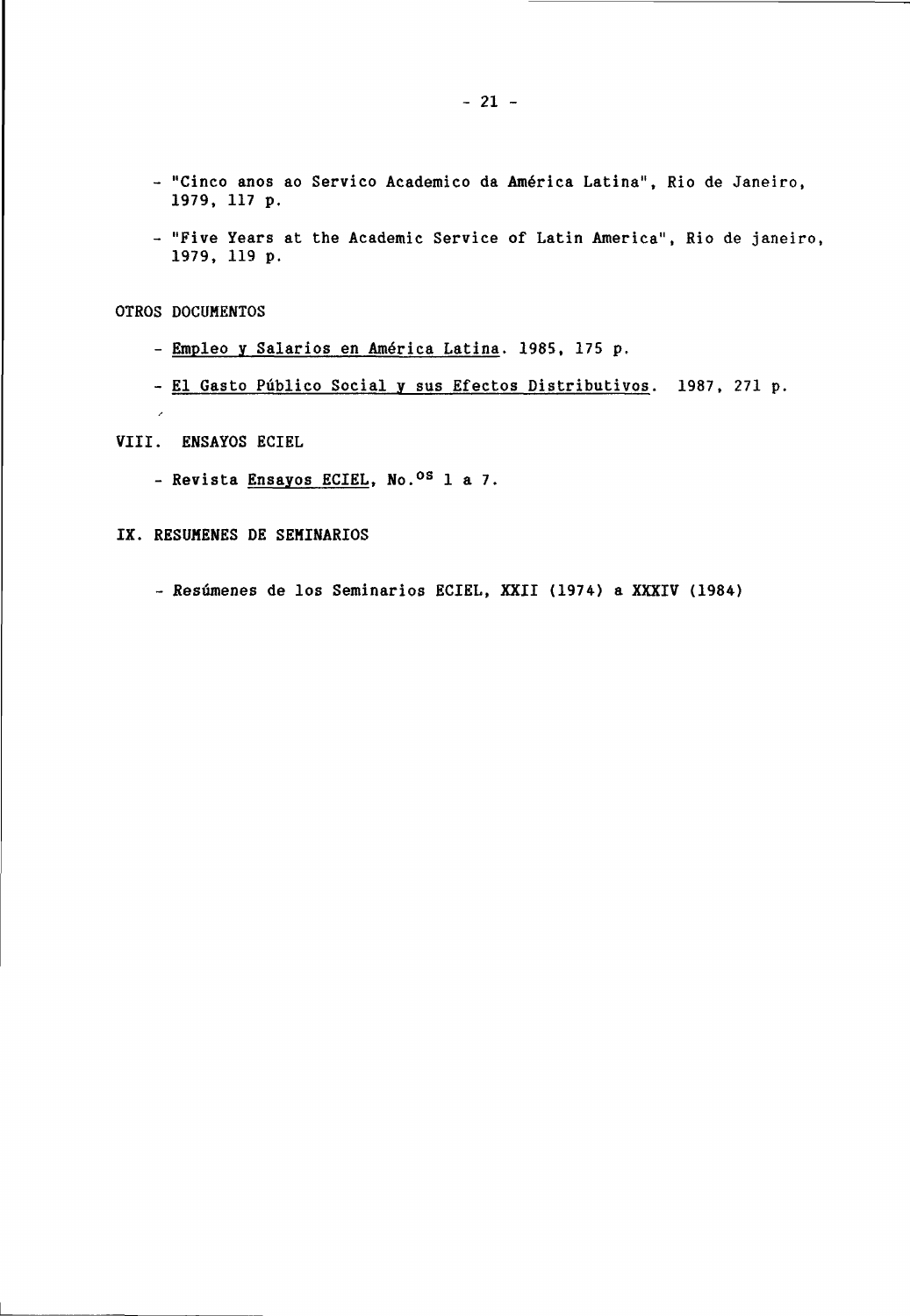- "Cinco anos ao Servico Academico da América Latina", Rio de Janeiro, 1979, 117 p.

- "Five Years at the Academic Service of Latin America", Rio de janeiro, 1979, 119 p.

OTROS DOCUMENTOS

- Empleo y Salarios en América Latina. 1985, 175 p.

- El Gasto Público Social y sus Efectos Distributivos. 1987, 271 p.

## VIII. ENSAYOS ECIEL

- Revista Ensayos ECIEL, No.os 1 a 7.

## IX. RESUMENES DE SEMINARIOS

- Resúmenes de los Seminarios ECIEL, XXII (1974) a XXXIV (1984)